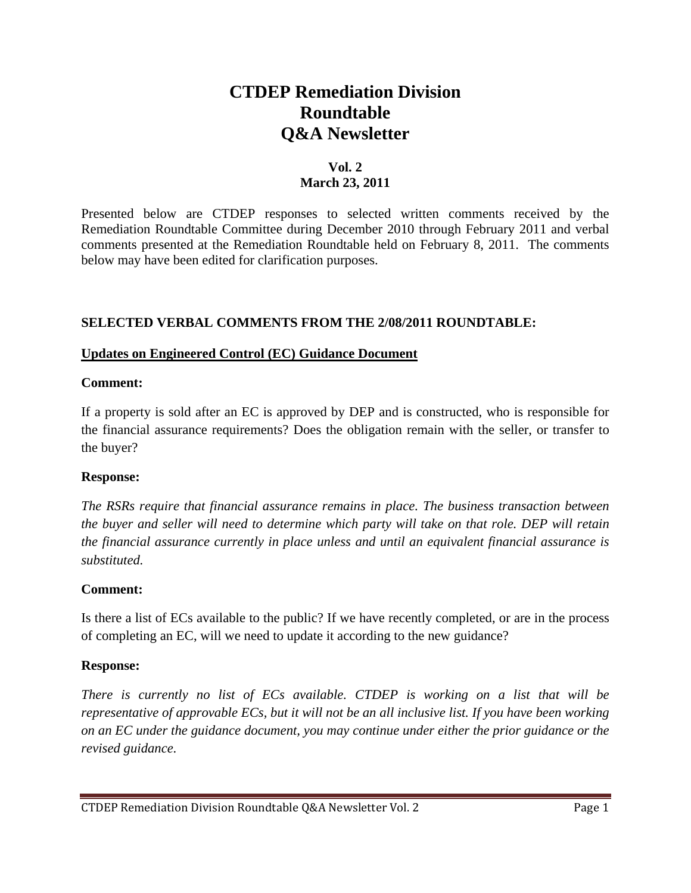# CTDEP Remediation Division Roundtable Q&A Newsletter

**Vol. 2**
**March 23, 2011**

Presented below are CTDEP responses to selected written comments received by the Remediation Roundtable Committee during December 2010 through February 2011 and verbal comments presented at the Remediation Roundtable held on February 8, 2011. The comments below may have been edited for clarification purposes.

## SELECTED VERBAL COMMENTS FROM THE 2/08/2011 ROUNDTABLE:

### Updates on Engineered Control (EC) Guidance Document

**Comment:**

If a property is sold after an EC is approved by DEP and is constructed, who is responsible for the financial assurance requirements? Does the obligation remain with the seller, or transfer to the buyer?

**Response:**

*The RSRs require that financial assurance remains in place. The business transaction between the buyer and seller will need to determine which party will take on that role. DEP will retain the financial assurance currently in place unless and until an equivalent financial assurance is substituted.*

**Comment:**

Is there a list of ECs available to the public? If we have recently completed, or are in the process of completing an EC, will we need to update it according to the new guidance?

**Response:**

*There is currently no list of ECs available. CTDEP is working on a list that will be representative of approvable ECs, but it will not be an all inclusive list. If you have been working on an EC under the guidance document, you may continue under either the prior guidance or the revised guidance.*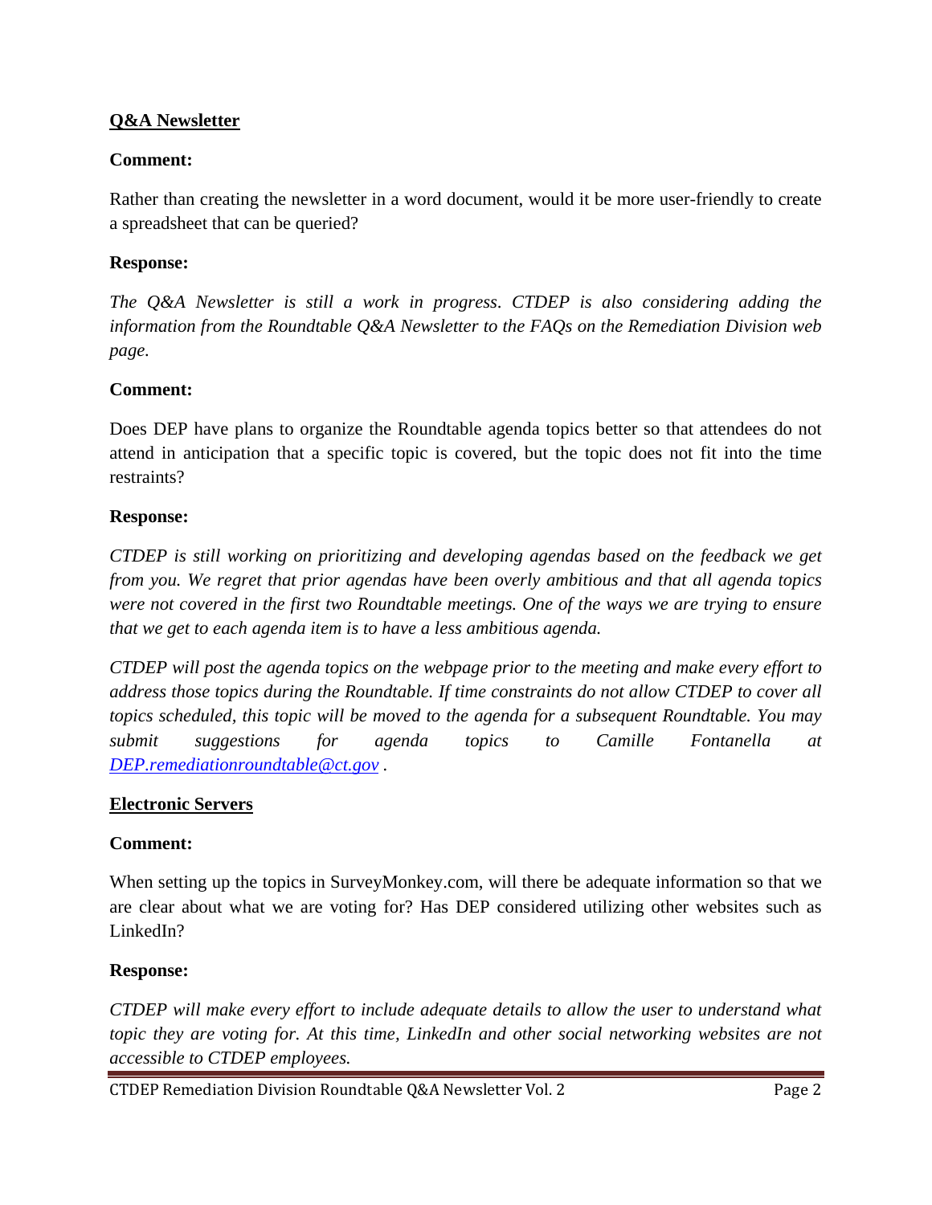## Q&A Newsletter

**Comment:**

Rather than creating the newsletter in a word document, would it be more user-friendly to create a spreadsheet that can be queried?

**Response:**

*The Q&A Newsletter is still a work in progress. CTDEP is also considering adding the information from the Roundtable Q&A Newsletter to the FAQs on the Remediation Division web page.*

**Comment:**

Does DEP have plans to organize the Roundtable agenda topics better so that attendees do not attend in anticipation that a specific topic is covered, but the topic does not fit into the time restraints?

**Response:**

*CTDEP is still working on prioritizing and developing agendas based on the feedback we get from you. We regret that prior agendas have been overly ambitious and that all agenda topics were not covered in the first two Roundtable meetings. One of the ways we are trying to ensure that we get to each agenda item is to have a less ambitious agenda.*

*CTDEP will post the agenda topics on the webpage prior to the meeting and make every effort to address those topics during the Roundtable. If time constraints do not allow CTDEP to cover all topics scheduled, this topic will be moved to the agenda for a subsequent Roundtable. You may submit suggestions for agenda topics to Camille Fontanella at [DEP.remediationroundtable@ct.gov](mailto:DEP.remediationroundtable@ct.gov) .*

## Electronic Servers

**Comment:**

When setting up the topics in SurveyMonkey.com, will there be adequate information so that we are clear about what we are voting for? Has DEP considered utilizing other websites such as LinkedIn?

**Response:**

*CTDEP will make every effort to include adequate details to allow the user to understand what topic they are voting for. At this time, LinkedIn and other social networking websites are not accessible to CTDEP employees.*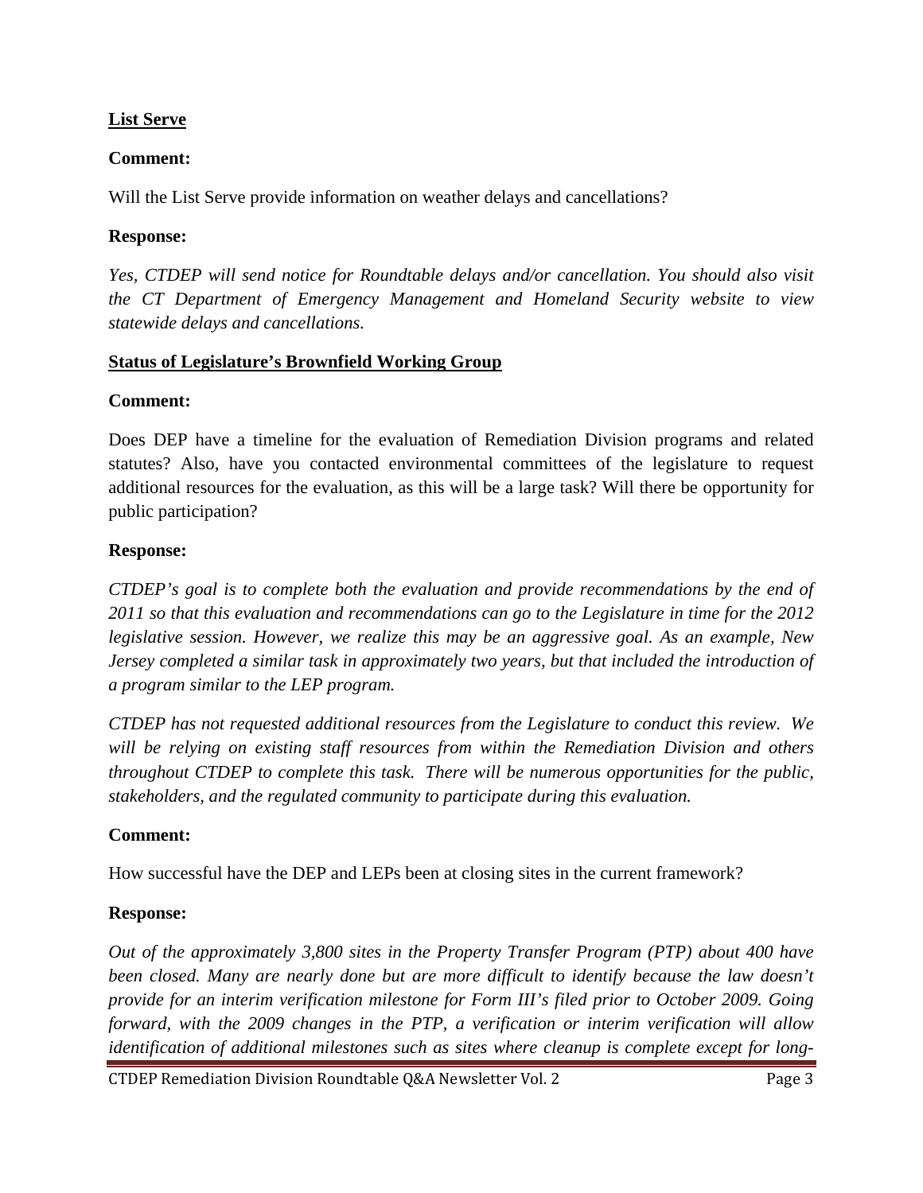**List Serve**

**Comment:**

Will the List Serve provide information on weather delays and cancellations?

**Response:**

*Yes, CTDEP will send notice for Roundtable delays and/or cancellation. You should also visit the CT Department of Emergency Management and Homeland Security website to view statewide delays and cancellations.*

**Status of Legislature's Brownfield Working Group**

**Comment:**

Does DEP have a timeline for the evaluation of Remediation Division programs and related statutes? Also, have you contacted environmental committees of the legislature to request additional resources for the evaluation, as this will be a large task? Will there be opportunity for public participation?

**Response:**

*CTDEP's goal is to complete both the evaluation and provide recommendations by the end of 2011 so that this evaluation and recommendations can go to the Legislature in time for the 2012 legislative session. However, we realize this may be an aggressive goal. As an example, New Jersey completed a similar task in approximately two years, but that included the introduction of a program similar to the LEP program.*

*CTDEP has not requested additional resources from the Legislature to conduct this review. We will be relying on existing staff resources from within the Remediation Division and others throughout CTDEP to complete this task. There will be numerous opportunities for the public, stakeholders, and the regulated community to participate during this evaluation.*

**Comment:**

How successful have the DEP and LEPs been at closing sites in the current framework?

**Response:**

*Out of the approximately 3,800 sites in the Property Transfer Program (PTP) about 400 have been closed. Many are nearly done but are more difficult to identify because the law doesn't provide for an interim verification milestone for Form III's filed prior to October 2009. Going forward, with the 2009 changes in the PTP, a verification or interim verification will allow identification of additional milestones such as sites where cleanup is complete except for long-*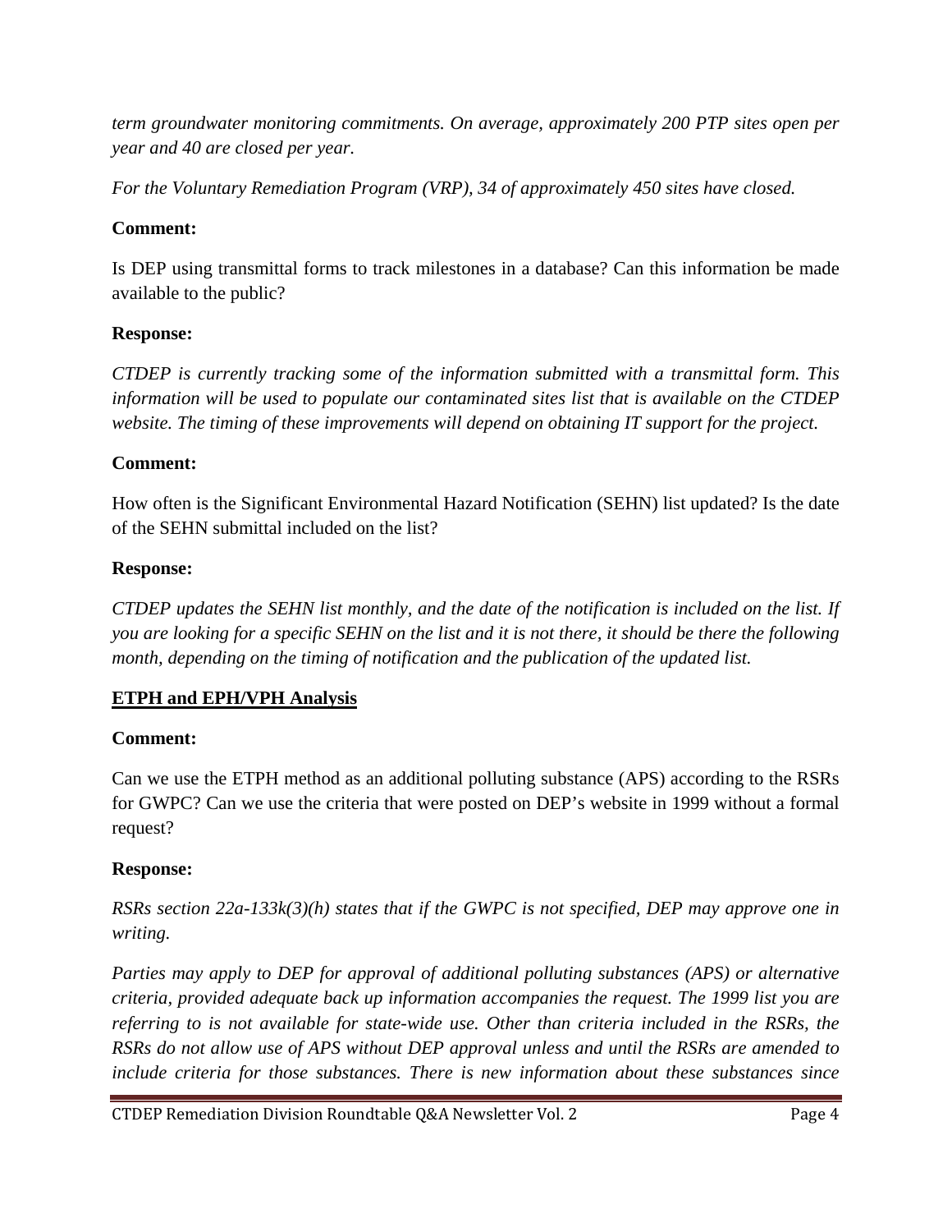*term groundwater monitoring commitments. On average, approximately 200 PTP sites open per year and 40 are closed per year.*

*For the Voluntary Remediation Program (VRP), 34 of approximately 450 sites have closed.*

**Comment:**

Is DEP using transmittal forms to track milestones in a database? Can this information be made available to the public?

**Response:**

*CTDEP is currently tracking some of the information submitted with a transmittal form. This information will be used to populate our contaminated sites list that is available on the CTDEP website. The timing of these improvements will depend on obtaining IT support for the project.*

**Comment:**

How often is the Significant Environmental Hazard Notification (SEHN) list updated? Is the date of the SEHN submittal included on the list?

**Response:**

*CTDEP updates the SEHN list monthly, and the date of the notification is included on the list. If you are looking for a specific SEHN on the list and it is not there, it should be there the following month, depending on the timing of notification and the publication of the updated list.*

## ETPH and EPH/VPH Analysis

**Comment:**

Can we use the ETPH method as an additional polluting substance (APS) according to the RSRs for GWPC? Can we use the criteria that were posted on DEP's website in 1999 without a formal request?

**Response:**

*RSRs section 22a-133k(3)(h) states that if the GWPC is not specified, DEP may approve one in writing.*

*Parties may apply to DEP for approval of additional polluting substances (APS) or alternative criteria, provided adequate back up information accompanies the request. The 1999 list you are referring to is not available for state-wide use. Other than criteria included in the RSRs, the RSRs do not allow use of APS without DEP approval unless and until the RSRs are amended to include criteria for those substances. There is new information about these substances since*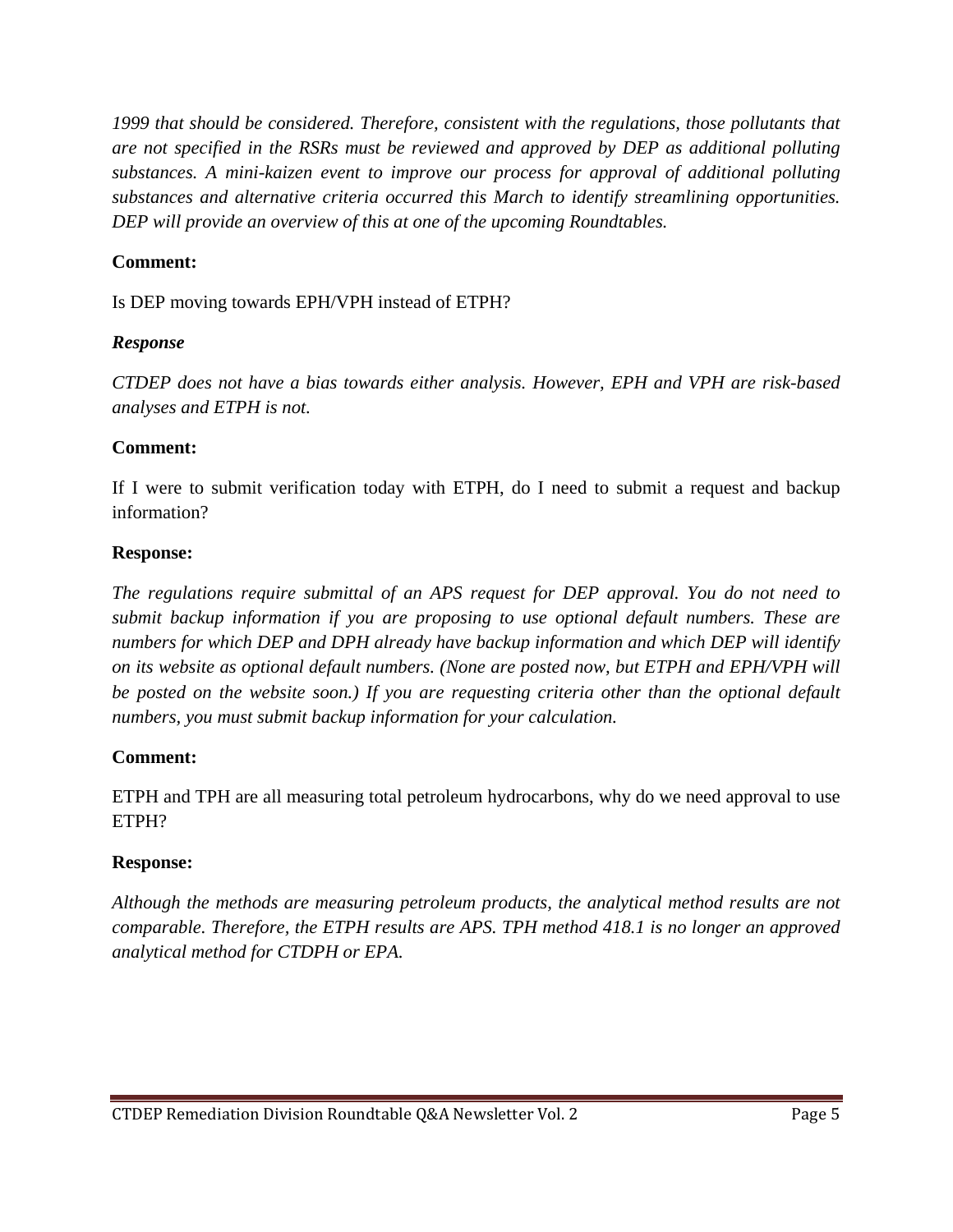*1999 that should be considered. Therefore, consistent with the regulations, those pollutants that are not specified in the RSRs must be reviewed and approved by DEP as additional polluting substances. A mini-kaizen event to improve our process for approval of additional polluting substances and alternative criteria occurred this March to identify streamlining opportunities. DEP will provide an overview of this at one of the upcoming Roundtables.*

**Comment:**

Is DEP moving towards EPH/VPH instead of ETPH?

***Response***

*CTDEP does not have a bias towards either analysis. However, EPH and VPH are risk-based analyses and ETPH is not.*

**Comment:**

If I were to submit verification today with ETPH, do I need to submit a request and backup information?

**Response:**

*The regulations require submittal of an APS request for DEP approval. You do not need to submit backup information if you are proposing to use optional default numbers. These are numbers for which DEP and DPH already have backup information and which DEP will identify on its website as optional default numbers. (None are posted now, but ETPH and EPH/VPH will be posted on the website soon.) If you are requesting criteria other than the optional default numbers, you must submit backup information for your calculation.*

**Comment:**

ETPH and TPH are all measuring total petroleum hydrocarbons, why do we need approval to use ETPH?

**Response:**

*Although the methods are measuring petroleum products, the analytical method results are not comparable. Therefore, the ETPH results are APS. TPH method 418.1 is no longer an approved analytical method for CTDPH or EPA.*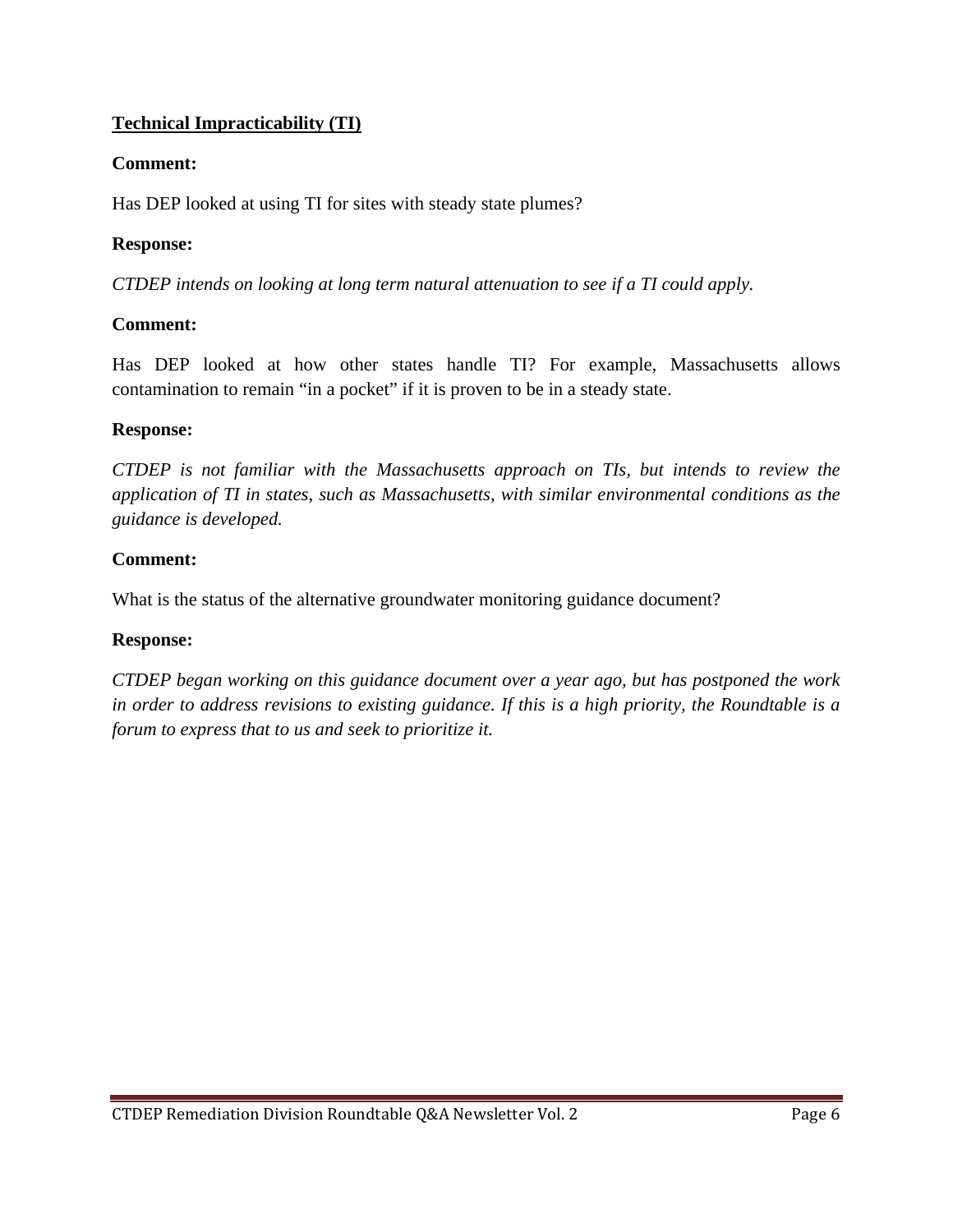**<u>Technical Impracticability (TI)</u>**

**Comment:**

Has DEP looked at using TI for sites with steady state plumes?

**Response:**

*CTDEP intends on looking at long term natural attenuation to see if a TI could apply.*

**Comment:**

Has DEP looked at how other states handle TI? For example, Massachusetts allows contamination to remain "in a pocket" if it is proven to be in a steady state.

**Response:**

*CTDEP is not familiar with the Massachusetts approach on TIs, but intends to review the application of TI in states, such as Massachusetts, with similar environmental conditions as the guidance is developed.*

**Comment:**

What is the status of the alternative groundwater monitoring guidance document?

**Response:**

*CTDEP began working on this guidance document over a year ago, but has postponed the work in order to address revisions to existing guidance. If this is a high priority, the Roundtable is a forum to express that to us and seek to prioritize it.*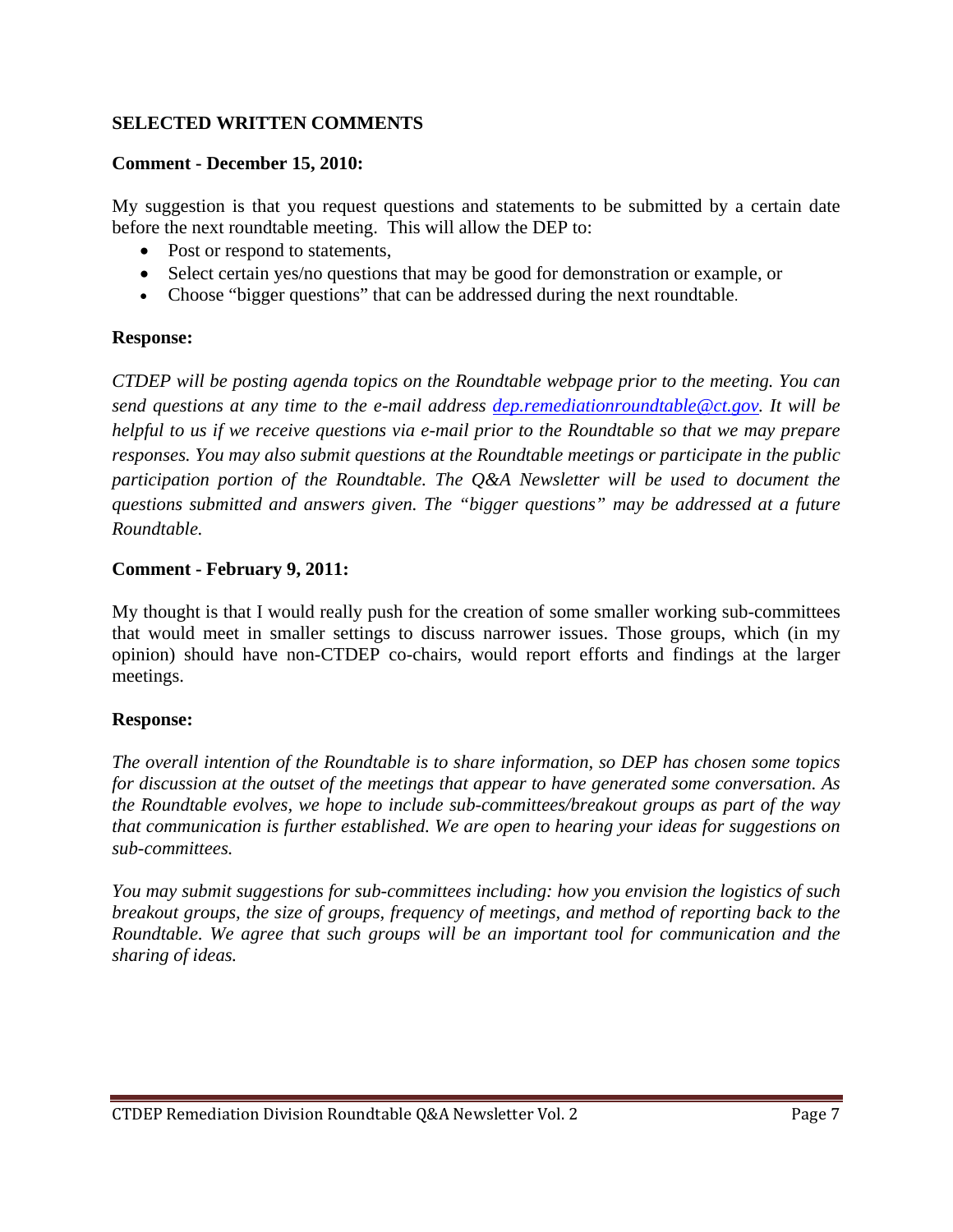## SELECTED WRITTEN COMMENTS

**Comment - December 15, 2010:**

My suggestion is that you request questions and statements to be submitted by a certain date before the next roundtable meeting. This will allow the DEP to:

- Post or respond to statements,
- Select certain yes/no questions that may be good for demonstration or example, or
- Choose "bigger questions" that can be addressed during the next roundtable.

**Response:**

*CTDEP will be posting agenda topics on the Roundtable webpage prior to the meeting. You can send questions at any time to the e-mail address [dep.remediationroundtable@ct.gov](mailto:dep.remediationroundtable@ct.gov). It will be helpful to us if we receive questions via e-mail prior to the Roundtable so that we may prepare responses. You may also submit questions at the Roundtable meetings or participate in the public participation portion of the Roundtable. The Q&A Newsletter will be used to document the questions submitted and answers given. The "bigger questions" may be addressed at a future Roundtable.*

**Comment - February 9, 2011:**

My thought is that I would really push for the creation of some smaller working sub-committees that would meet in smaller settings to discuss narrower issues. Those groups, which (in my opinion) should have non-CTDEP co-chairs, would report efforts and findings at the larger meetings.

**Response:**

*The overall intention of the Roundtable is to share information, so DEP has chosen some topics for discussion at the outset of the meetings that appear to have generated some conversation. As the Roundtable evolves, we hope to include sub-committees/breakout groups as part of the way that communication is further established. We are open to hearing your ideas for suggestions on sub-committees.*

*You may submit suggestions for sub-committees including: how you envision the logistics of such breakout groups, the size of groups, frequency of meetings, and method of reporting back to the Roundtable. We agree that such groups will be an important tool for communication and the sharing of ideas.*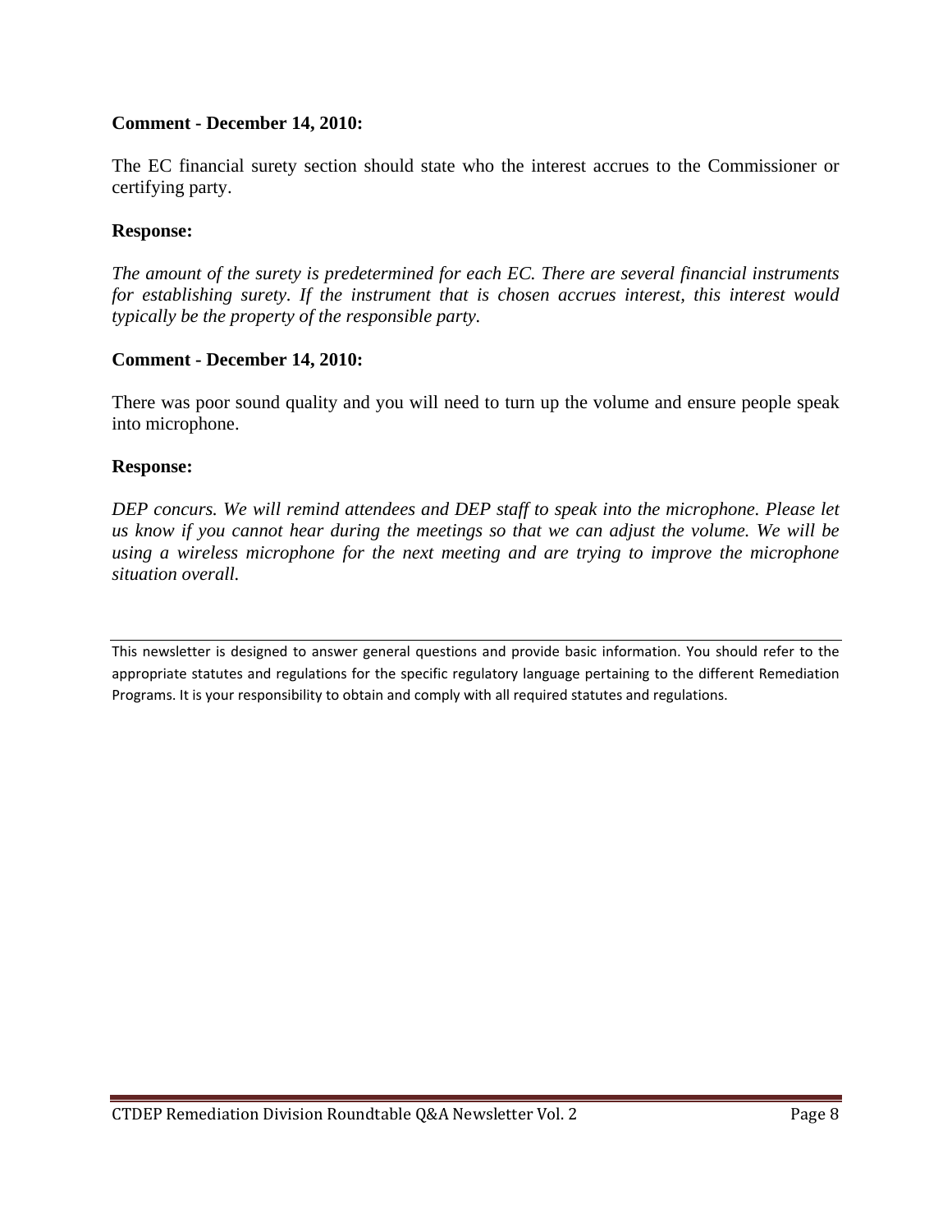**Comment - December 14, 2010:**

The EC financial surety section should state who the interest accrues to the Commissioner or certifying party.

**Response:**

*The amount of the surety is predetermined for each EC. There are several financial instruments for establishing surety. If the instrument that is chosen accrues interest, this interest would typically be the property of the responsible party.*

**Comment - December 14, 2010:**

There was poor sound quality and you will need to turn up the volume and ensure people speak into microphone.

**Response:**

*DEP concurs. We will remind attendees and DEP staff to speak into the microphone. Please let us know if you cannot hear during the meetings so that we can adjust the volume. We will be using a wireless microphone for the next meeting and are trying to improve the microphone situation overall.*

---

This newsletter is designed to answer general questions and provide basic information. You should refer to the appropriate statutes and regulations for the specific regulatory language pertaining to the different Remediation Programs. It is your responsibility to obtain and comply with all required statutes and regulations.